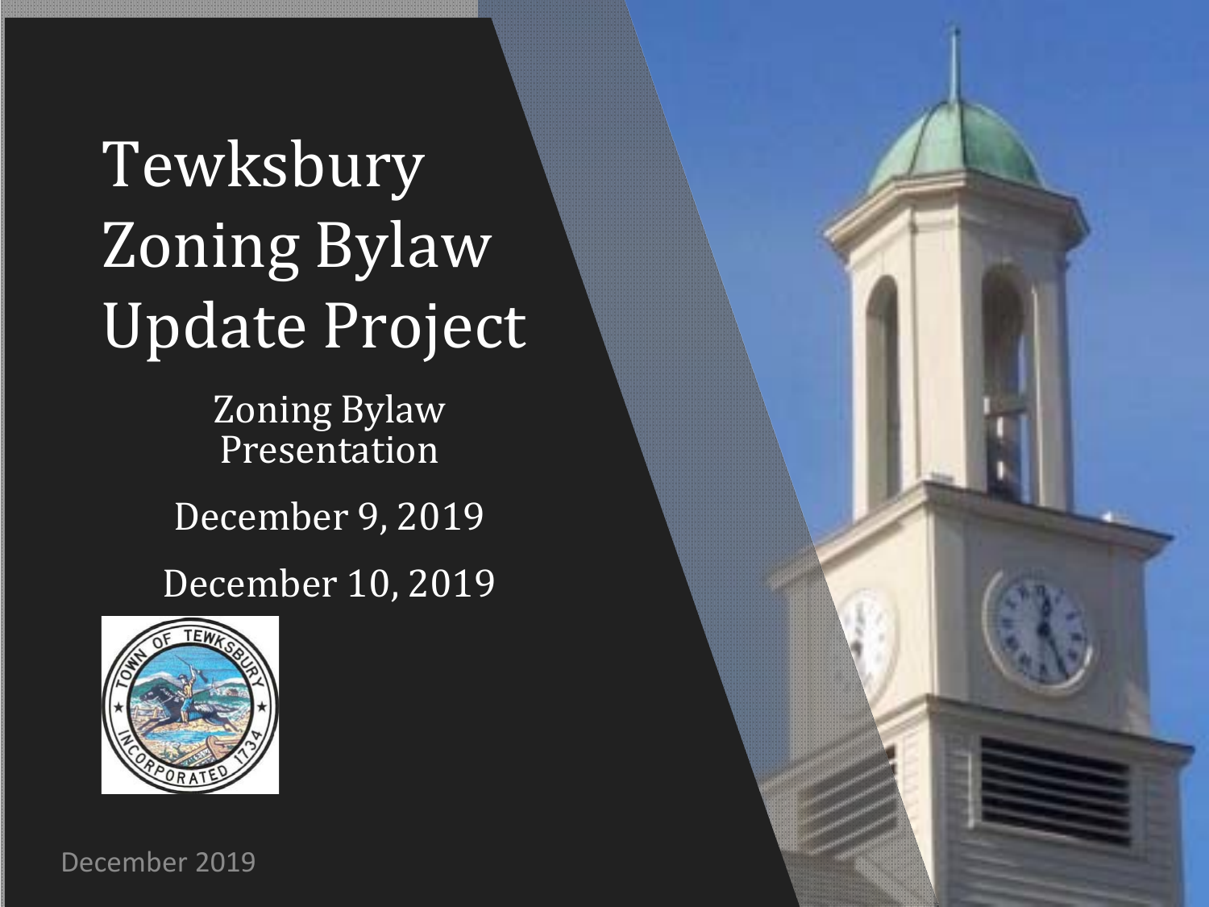# Tewksbury Zoning Bylaw Update Project

Zoning Bylaw Presentation

December 9, 2019

December 10, 2019

December 2019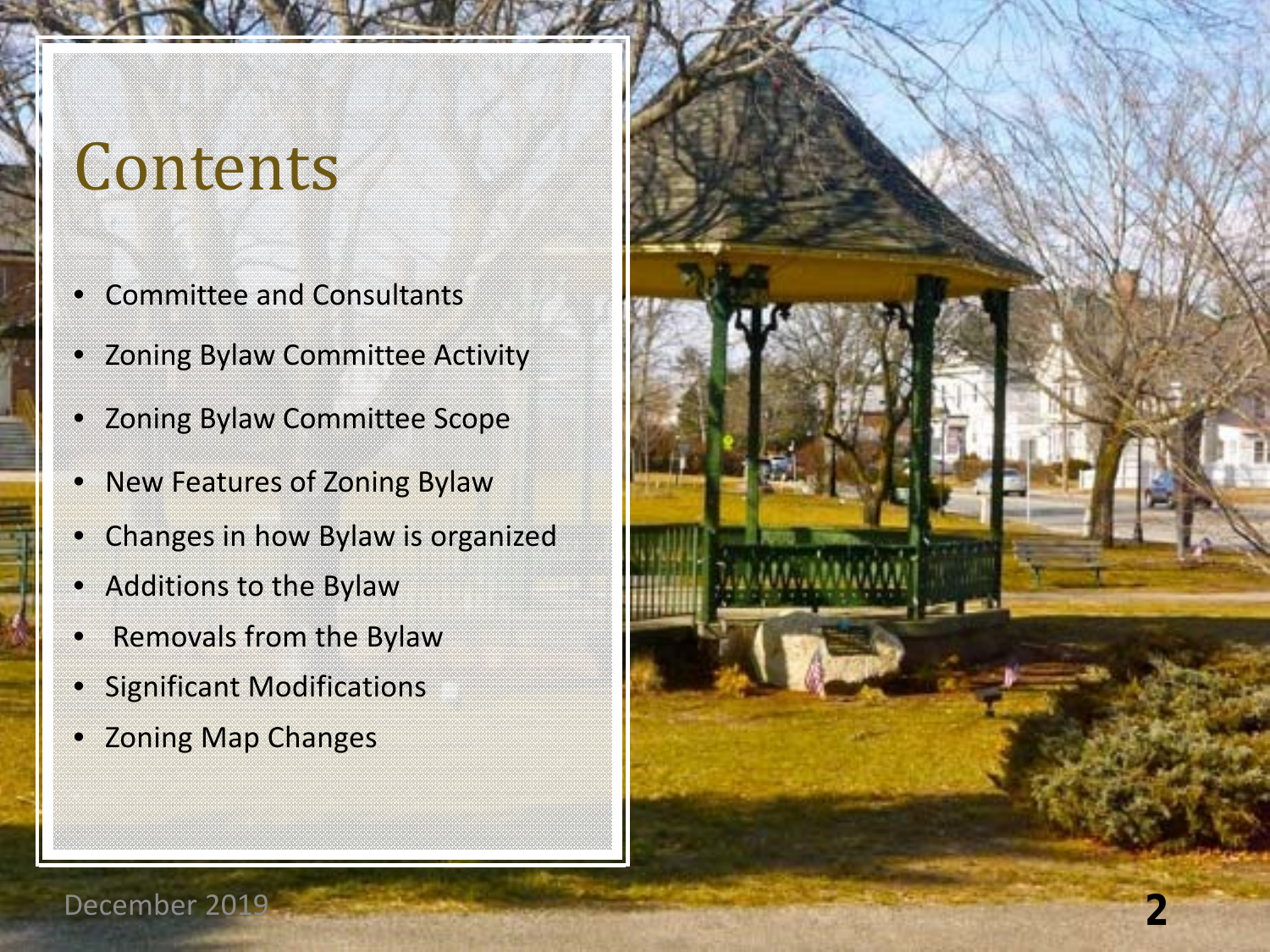# Contents

- Committee and Consultants
- Zoning Bylaw Committee Activity
- Zoning Bylaw Committee Scope
- New Features of Zoning Bylaw
- Changes in how Bylaw is organized
- Additions to the Bylaw
- Removals from the Bylaw
- Significant Modifications
- Zoning Map Changes

December 2019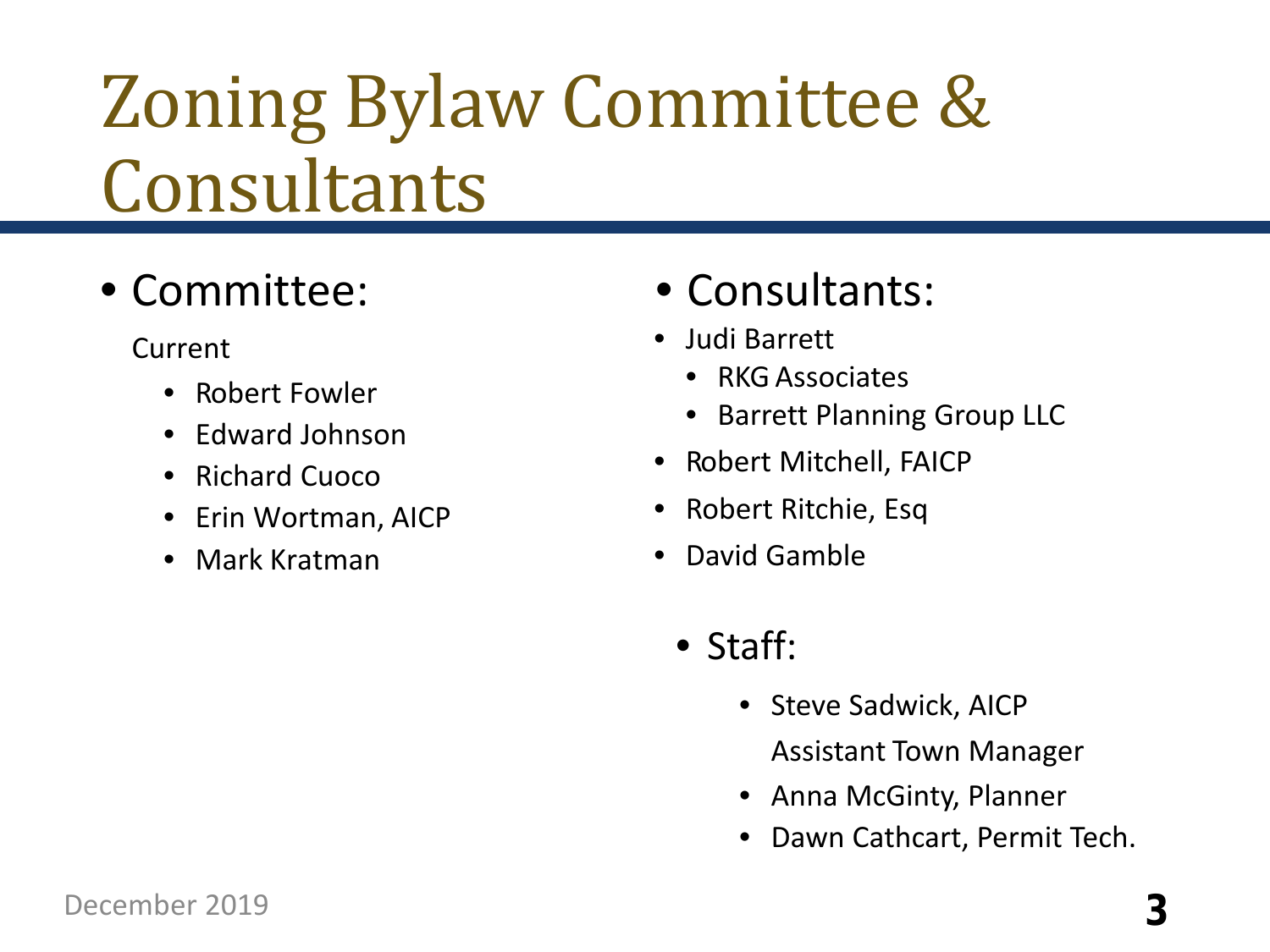# Zoning Bylaw Committee & Consultants

- Committee:

  Current

  - Robert Fowler
  - Edward Johnson
  - Richard Cuoco
  - Erin Wortman, AICP
  - Mark Kratman

- Consultants:
  - Judi Barrett
    - RKG Associates
    - Barrett Planning Group LLC
  - Robert Mitchell, FAICP
  - Robert Ritchie, Esq
  - David Gamble

- Staff:
  - Steve Sadwick, AICP

    Assistant Town Manager
  - Anna McGinty, Planner
  - Dawn Cathcart, Permit Tech.

December 2019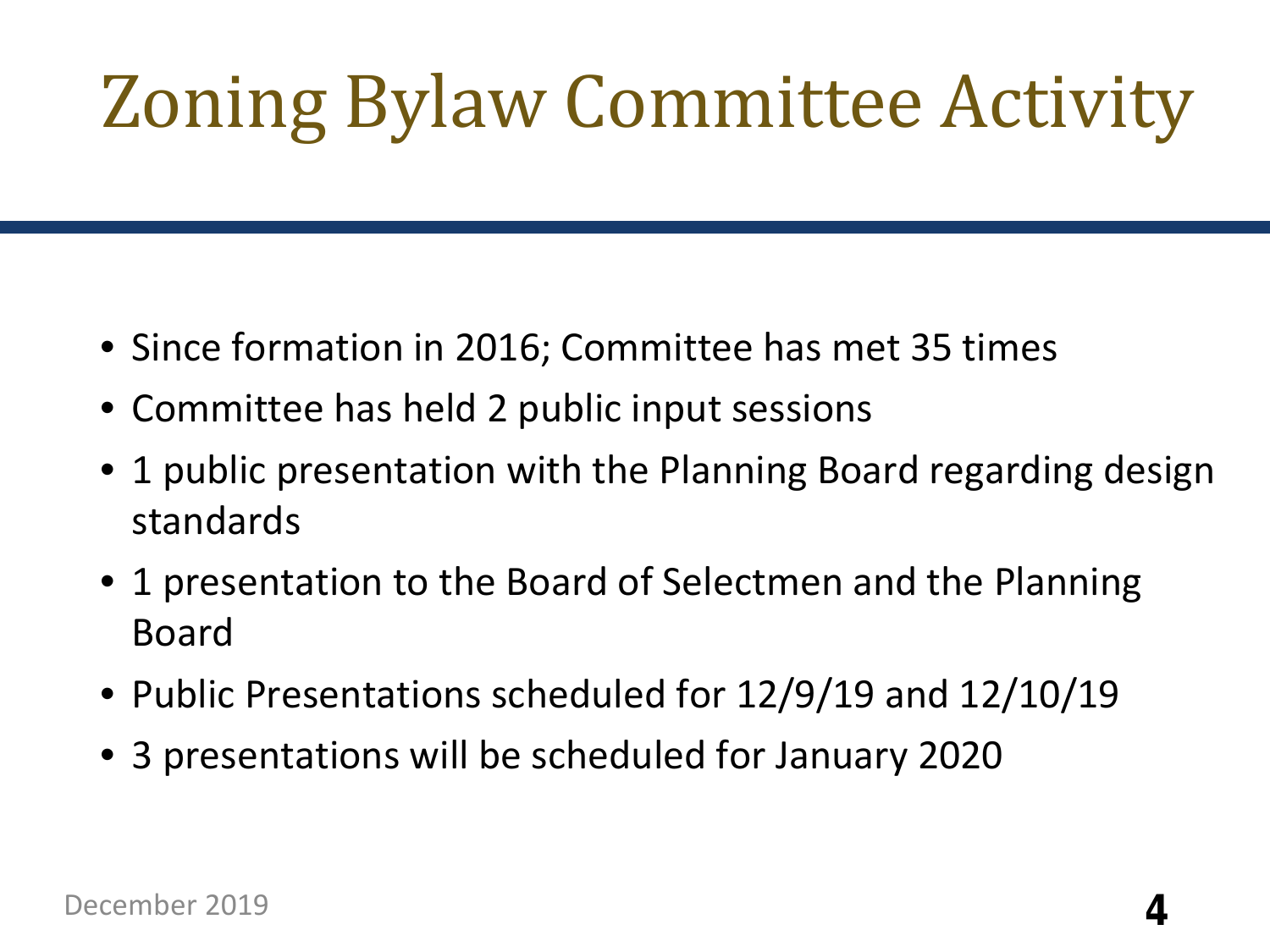# Zoning Bylaw Committee Activity

- Since formation in 2016; Committee has met 35 times
- Committee has held 2 public input sessions
- 1 public presentation with the Planning Board regarding design standards
- 1 presentation to the Board of Selectmen and the Planning Board
- Public Presentations scheduled for 12/9/19 and 12/10/19
- 3 presentations will be scheduled for January 2020

December 2019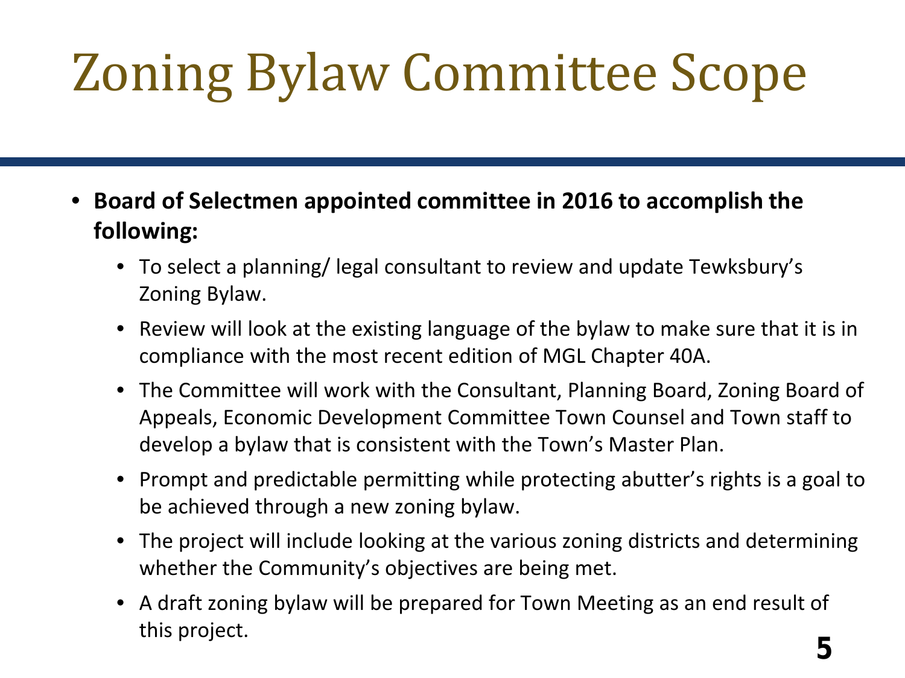# Zoning Bylaw Committee Scope

- **Board of Selectmen appointed committee in 2016 to accomplish the following:**
  - To select a planning/ legal consultant to review and update Tewksbury's Zoning Bylaw.
  - Review will look at the existing language of the bylaw to make sure that it is in compliance with the most recent edition of MGL Chapter 40A.
  - The Committee will work with the Consultant, Planning Board, Zoning Board of Appeals, Economic Development Committee Town Counsel and Town staff to develop a bylaw that is consistent with the Town's Master Plan.
  - Prompt and predictable permitting while protecting abutter's rights is a goal to be achieved through a new zoning bylaw.
  - The project will include looking at the various zoning districts and determining whether the Community's objectives are being met.
  - A draft zoning bylaw will be prepared for Town Meeting as an end result of this project.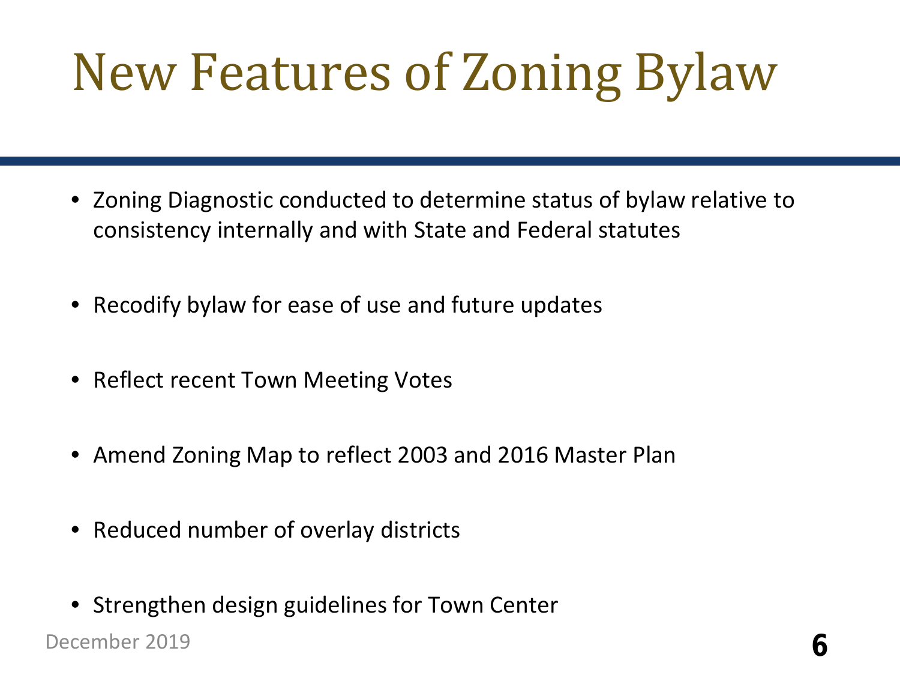# New Features of Zoning Bylaw

- Zoning Diagnostic conducted to determine status of bylaw relative to consistency internally and with State and Federal statutes
- Recodify bylaw for ease of use and future updates
- Reflect recent Town Meeting Votes
- Amend Zoning Map to reflect 2003 and 2016 Master Plan
- Reduced number of overlay districts
- Strengthen design guidelines for Town Center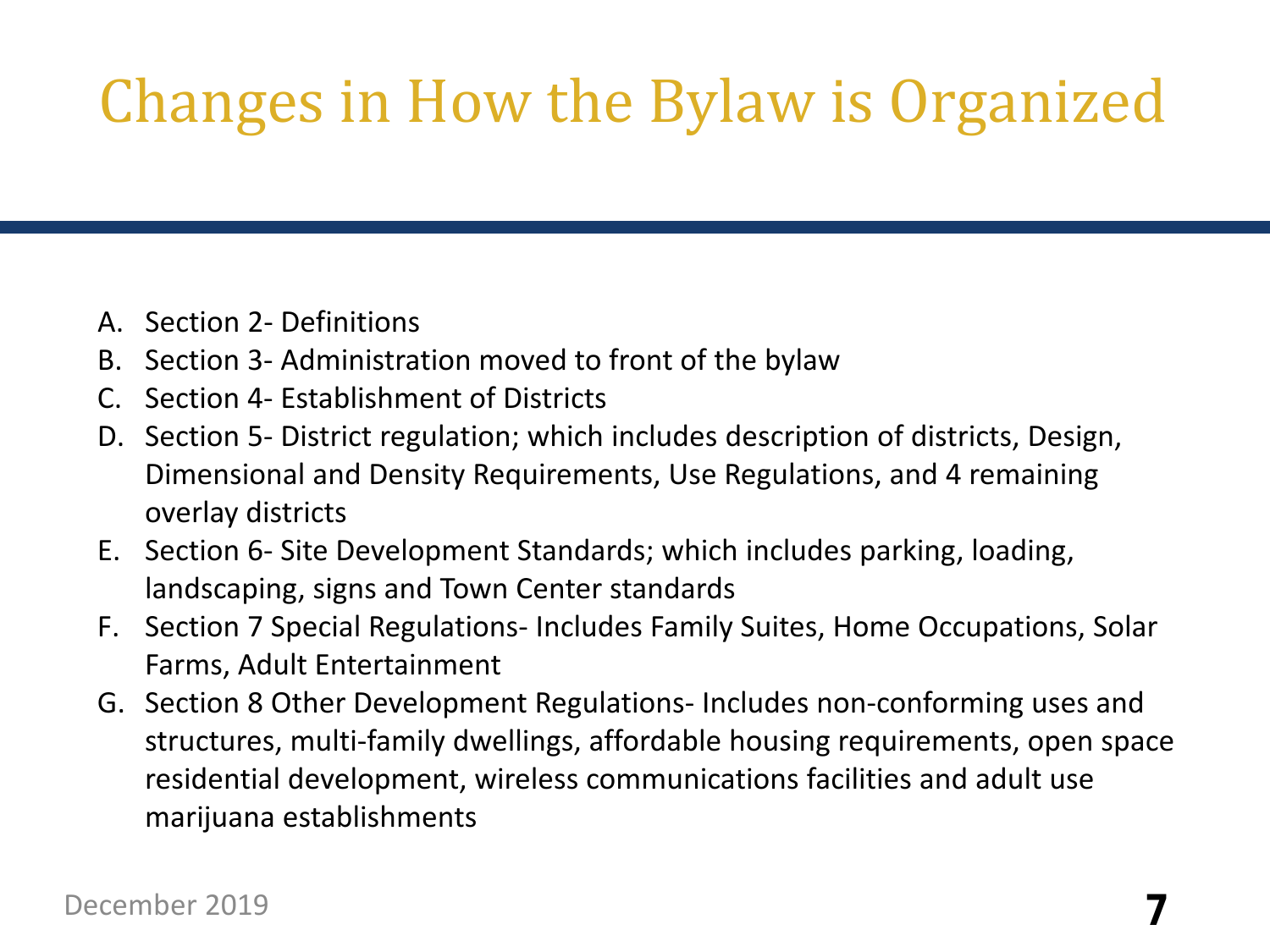# Changes in How the Bylaw is Organized

A. Section 2- Definitions
B. Section 3- Administration moved to front of the bylaw
C. Section 4- Establishment of Districts
D. Section 5- District regulation; which includes description of districts, Design, Dimensional and Density Requirements, Use Regulations, and 4 remaining overlay districts
E. Section 6- Site Development Standards; which includes parking, loading, landscaping, signs and Town Center standards
F. Section 7 Special Regulations- Includes Family Suites, Home Occupations, Solar Farms, Adult Entertainment
G. Section 8 Other Development Regulations- Includes non-conforming uses and structures, multi-family dwellings, affordable housing requirements, open space residential development, wireless communications facilities and adult use marijuana establishments

December 2019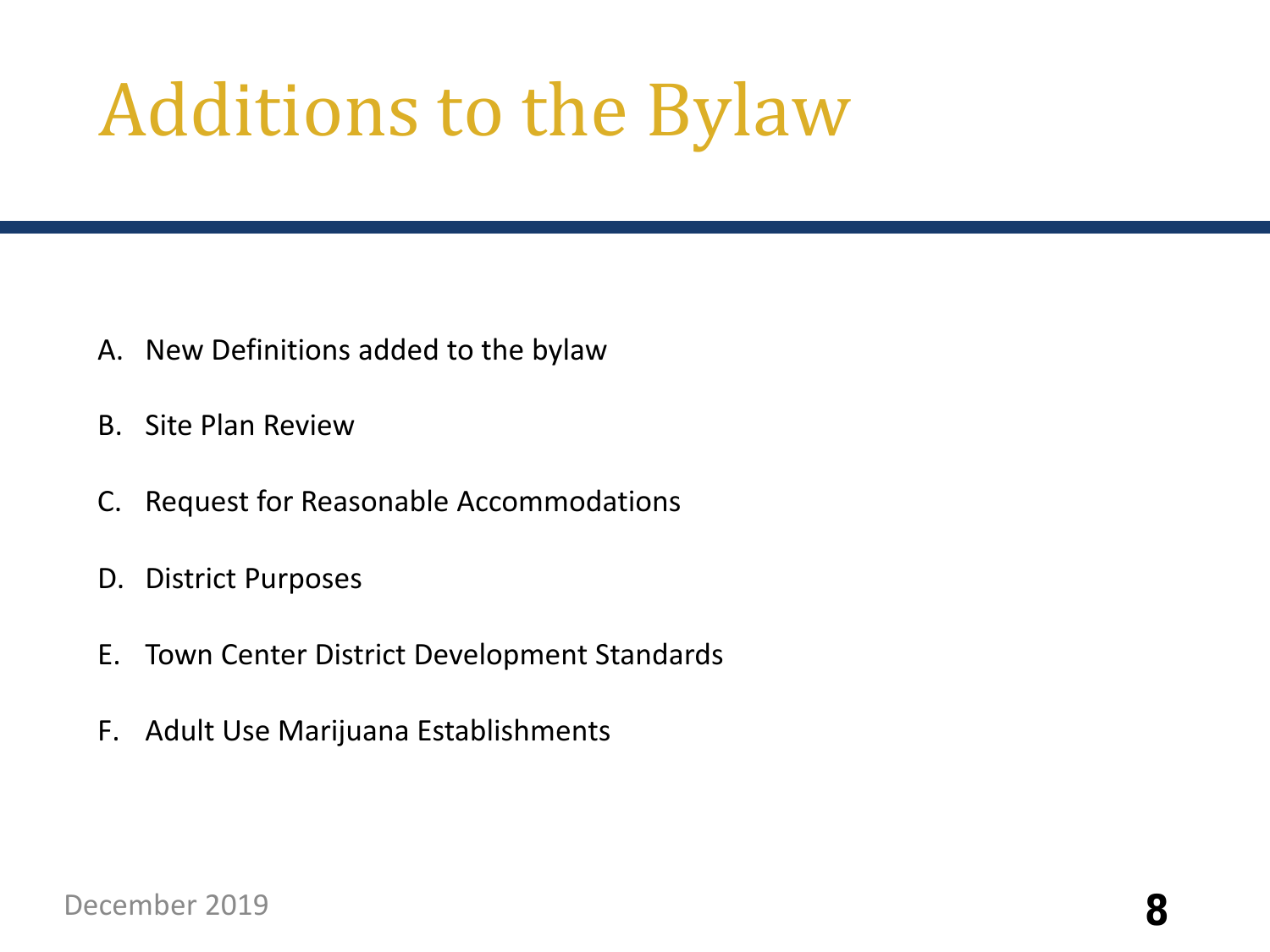# Additions to the Bylaw

A. New Definitions added to the bylaw

B. Site Plan Review

C. Request for Reasonable Accommodations

D. District Purposes

E. Town Center District Development Standards

F. Adult Use Marijuana Establishments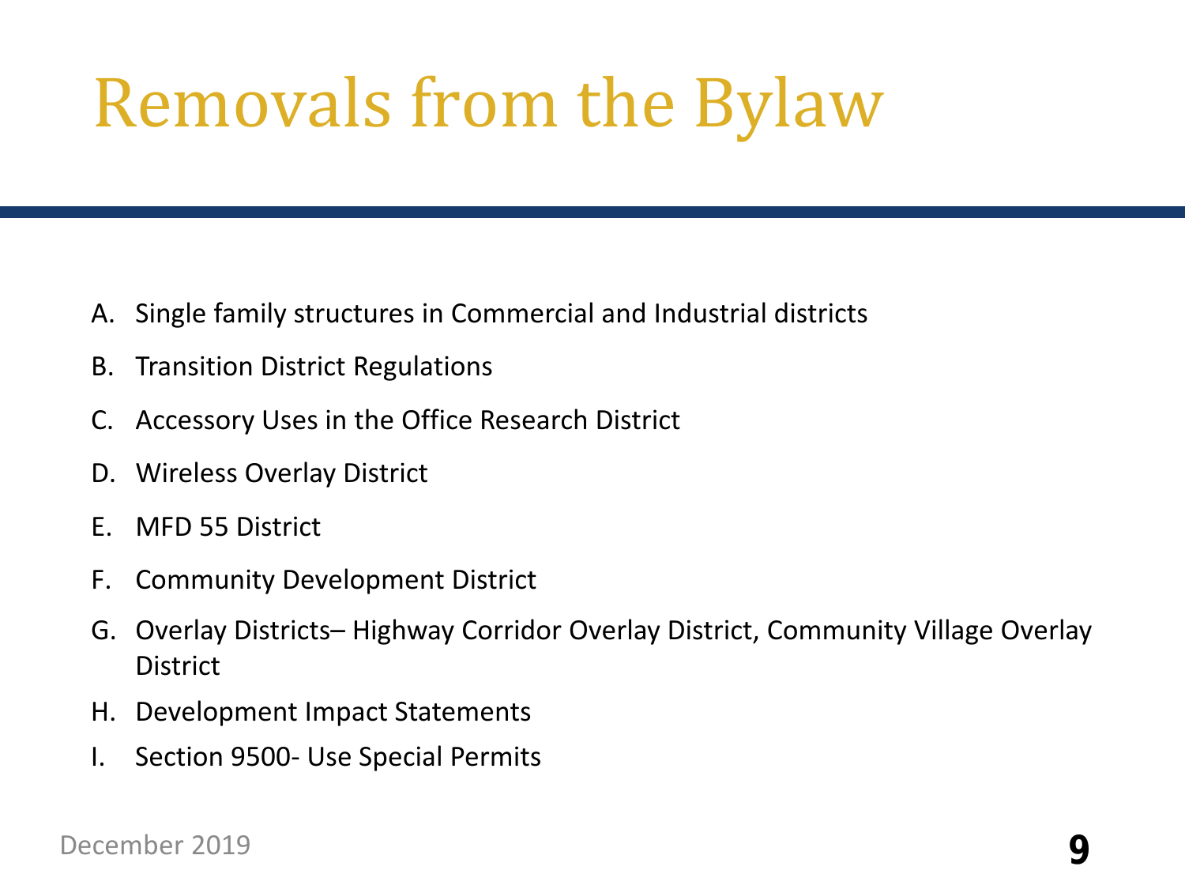# Removals from the Bylaw

A. Single family structures in Commercial and Industrial districts
B. Transition District Regulations
C. Accessory Uses in the Office Research District
D. Wireless Overlay District
E. MFD 55 District
F. Community Development District
G. Overlay Districts– Highway Corridor Overlay District, Community Village Overlay District
H. Development Impact Statements
I. Section 9500- Use Special Permits

December 2019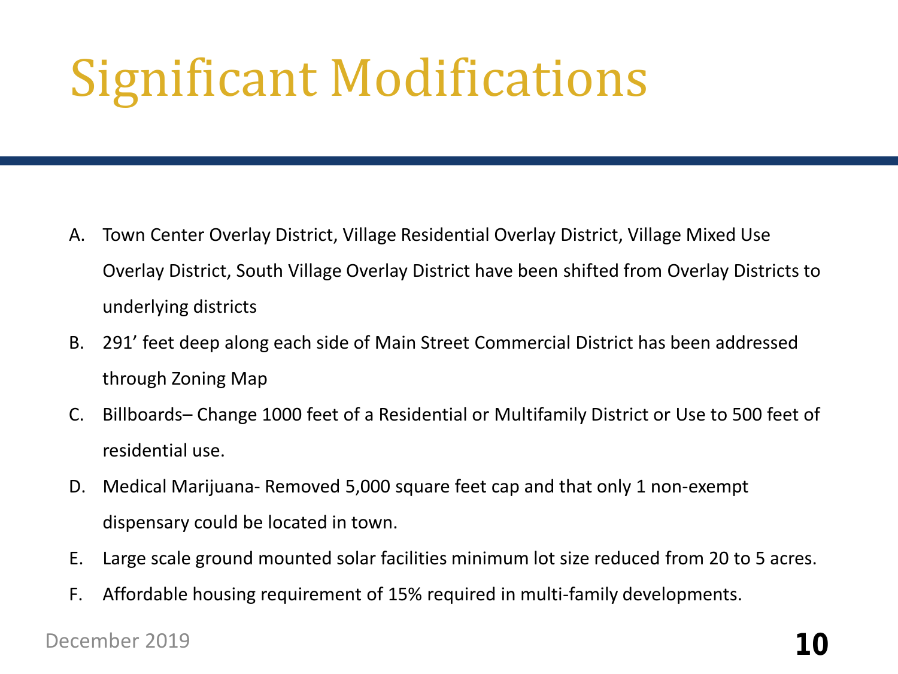# Significant Modifications

A. Town Center Overlay District, Village Residential Overlay District, Village Mixed Use Overlay District, South Village Overlay District have been shifted from Overlay Districts to underlying districts

B. 291' feet deep along each side of Main Street Commercial District has been addressed through Zoning Map

C. Billboards– Change 1000 feet of a Residential or Multifamily District or Use to 500 feet of residential use.

D. Medical Marijuana- Removed 5,000 square feet cap and that only 1 non-exempt dispensary could be located in town.

E. Large scale ground mounted solar facilities minimum lot size reduced from 20 to 5 acres.

F. Affordable housing requirement of 15% required in multi-family developments.

December 2019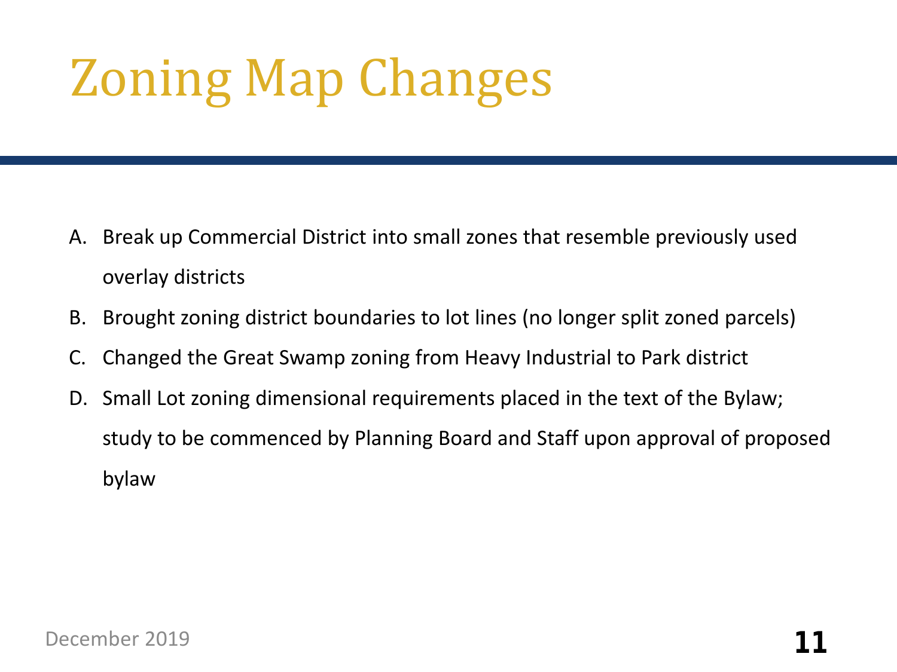# Zoning Map Changes

A. Break up Commercial District into small zones that resemble previously used overlay districts
B. Brought zoning district boundaries to lot lines (no longer split zoned parcels)
C. Changed the Great Swamp zoning from Heavy Industrial to Park district
D. Small Lot zoning dimensional requirements placed in the text of the Bylaw; study to be commenced by Planning Board and Staff upon approval of proposed bylaw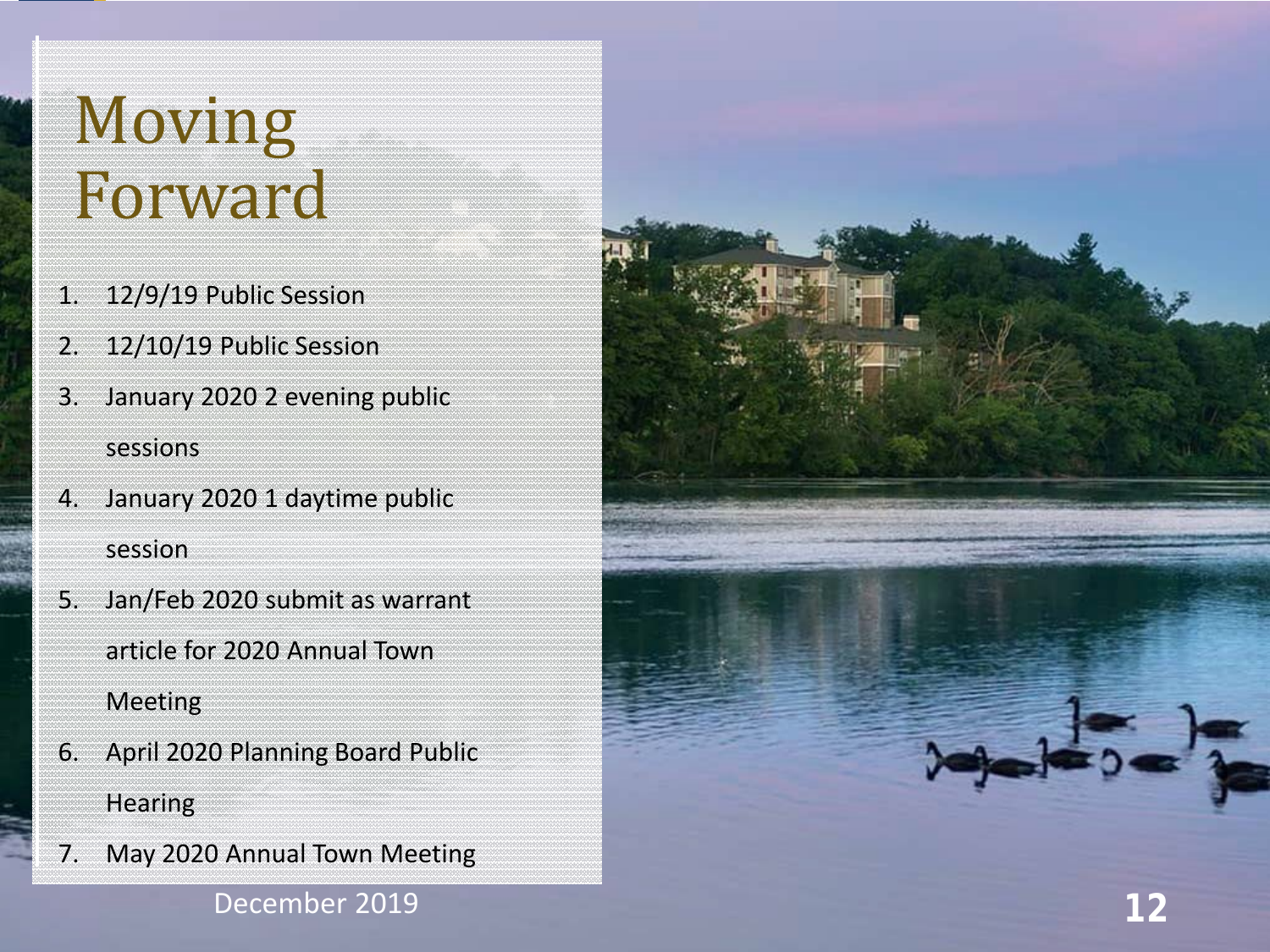# Moving Forward

1. 12/9/19 Public Session
2. 12/10/19 Public Session
3. January 2020 2 evening public sessions
4. January 2020 1 daytime public session
5. Jan/Feb 2020 submit as warrant article for 2020 Annual Town Meeting
6. April 2020 Planning Board Public Hearing
7. May 2020 Annual Town Meeting

December 2019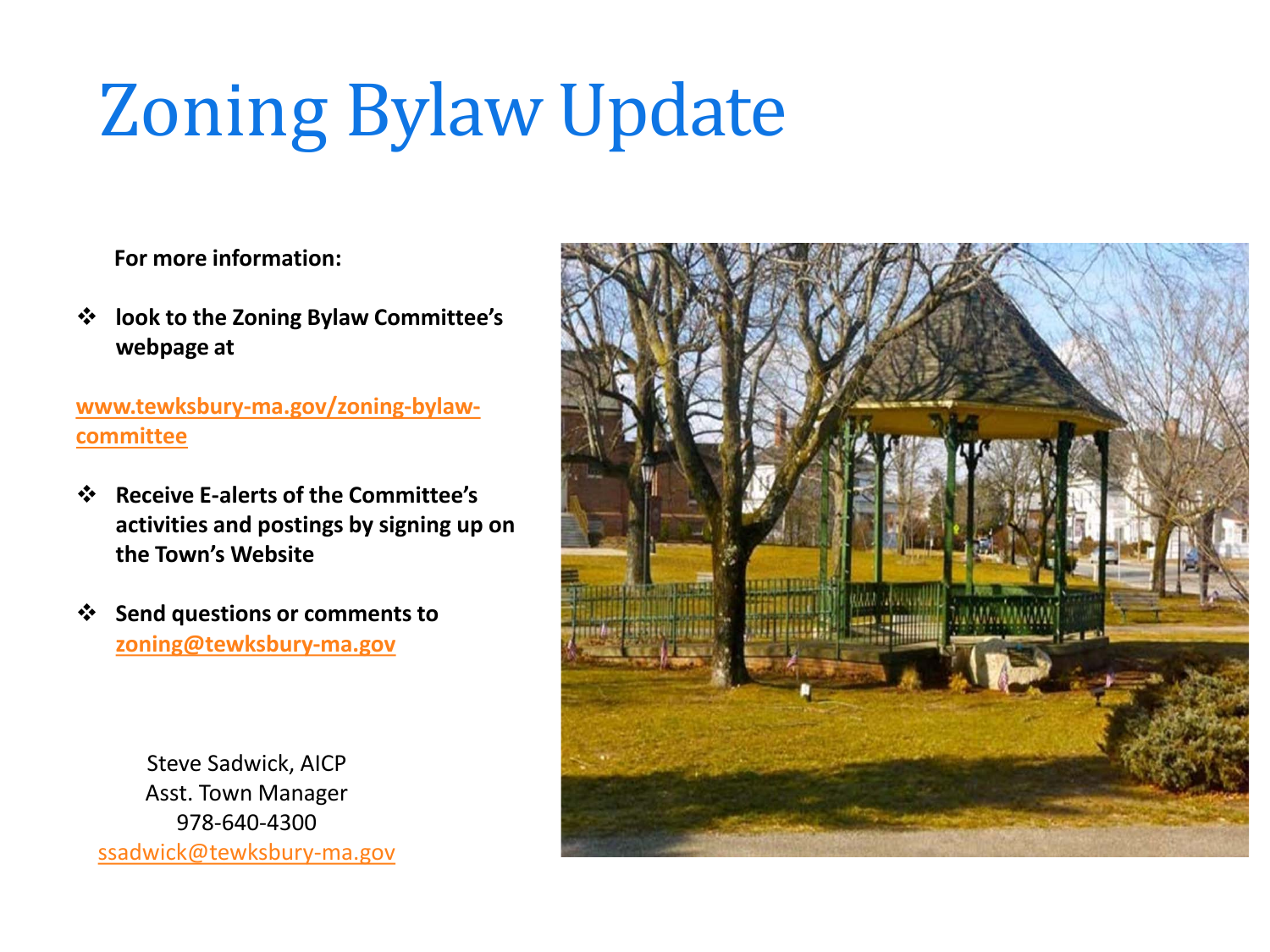# Zoning Bylaw Update

**For more information:**

- **look to the Zoning Bylaw Committee's webpage at**

**www.tewksbury-ma.gov/zoning-bylaw-committee**

- **Receive E-alerts of the Committee's activities and postings by signing up on the Town's Website**

- **Send questions or comments to zoning@tewksbury-ma.gov**

Steve Sadwick, AICP
Asst. Town Manager
978-640-4300
ssadwick@tewksbury-ma.gov